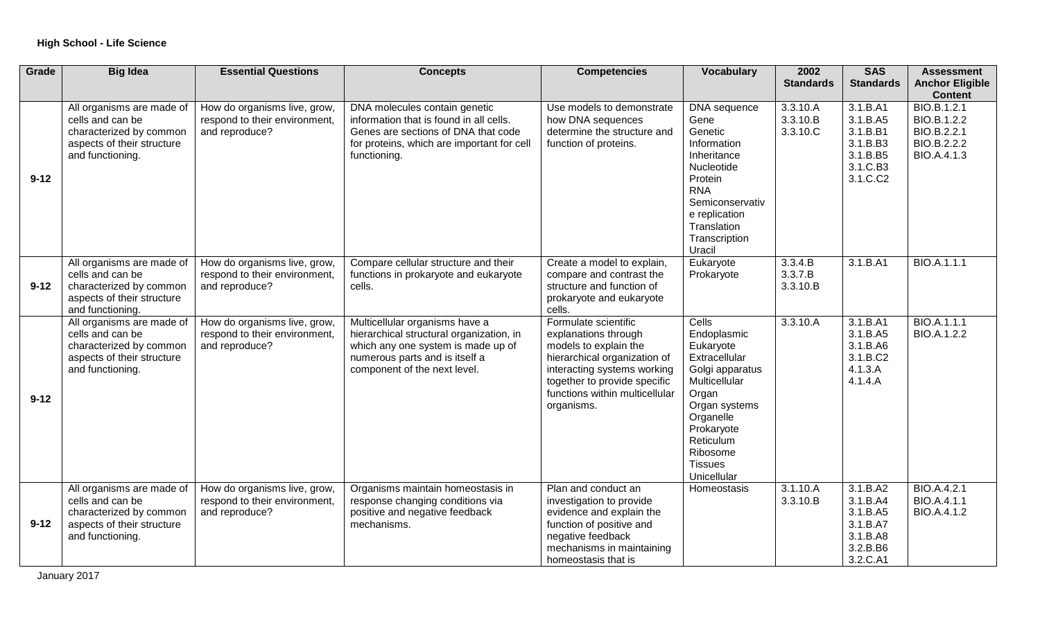**High School - Life Science**

| Grade | Big Idea | Essential Questions | Concepts | Competencies | Vocabulary | 2002 Standards | SAS Standards | Assessment Anchor Eligible Content |
|---|---|---|---|---|---|---|---|---|
| 9-12 | All organisms are made of cells and can be characterized by common aspects of their structure and functioning. | How do organisms live, grow, respond to their environment, and reproduce? | DNA molecules contain genetic information that is found in all cells. Genes are sections of DNA that code for proteins, which are important for cell functioning. | Use models to demonstrate how DNA sequences determine the structure and function of proteins. | DNA sequence<br>Gene<br>Genetic Information<br>Inheritance<br>Nucleotide<br>Protein<br>RNA<br>Semiconservative replication<br>Translation<br>Transcription<br>Uracil | 3.3.10.A<br>3.3.10.B<br>3.3.10.C | 3.1.B.A1<br>3.1.B.A5<br>3.1.B.B1<br>3.1.B.B3<br>3.1.B.B5<br>3.1.C.B3<br>3.1.C.C2 | BIO.B.1.2.1<br>BIO.B.1.2.2<br>BIO.B.2.2.1<br>BIO.B.2.2.2<br>BIO.A.4.1.3 |
| 9-12 | All organisms are made of cells and can be characterized by common aspects of their structure and functioning. | How do organisms live, grow, respond to their environment, and reproduce? | Compare cellular structure and their functions in prokaryote and eukaryote cells. | Create a model to explain, compare and contrast the structure and function of prokaryote and eukaryote cells. | Eukaryote<br>Prokaryote | 3.3.4.B<br>3.3.7.B<br>3.3.10.B | 3.1.B.A1 | BIO.A.1.1.1 |
| 9-12 | All organisms are made of cells and can be characterized by common aspects of their structure and functioning. | How do organisms live, grow, respond to their environment, and reproduce? | Multicellular organisms have a hierarchical structural organization, in which any one system is made up of numerous parts and is itself a component of the next level. | Formulate scientific explanations through models to explain the hierarchical organization of interacting systems working together to provide specific functions within multicellular organisms. | Cells<br>Endoplasmic<br>Eukaryote<br>Extracellular<br>Golgi apparatus<br>Multicellular<br>Organ<br>Organ systems<br>Organelle<br>Prokaryote<br>Reticulum<br>Ribosome<br>Tissues<br>Unicellular | 3.3.10.A | 3.1.B.A1<br>3.1.B.A5<br>3.1.B.A6<br>3.1.B.C2<br>4.1.3.A<br>4.1.4.A | BIO.A.1.1.1<br>BIO.A.1.2.2 |
| 9-12 | All organisms are made of cells and can be characterized by common aspects of their structure and functioning. | How do organisms live, grow, respond to their environment, and reproduce? | Organisms maintain homeostasis in response changing conditions via positive and negative feedback mechanisms. | Plan and conduct an investigation to provide evidence and explain the function of positive and negative feedback mechanisms in maintaining homeostasis that is | Homeostasis | 3.1.10.A<br>3.3.10.B | 3.1.B.A2<br>3.1.B.A4<br>3.1.B.A5<br>3.1.B.A7<br>3.1.B.A8<br>3.2.B.B6<br>3.2.C.A1 | BIO.A.4.2.1<br>BIO.A.4.1.1<br>BIO.A.4.1.2 |

January 2017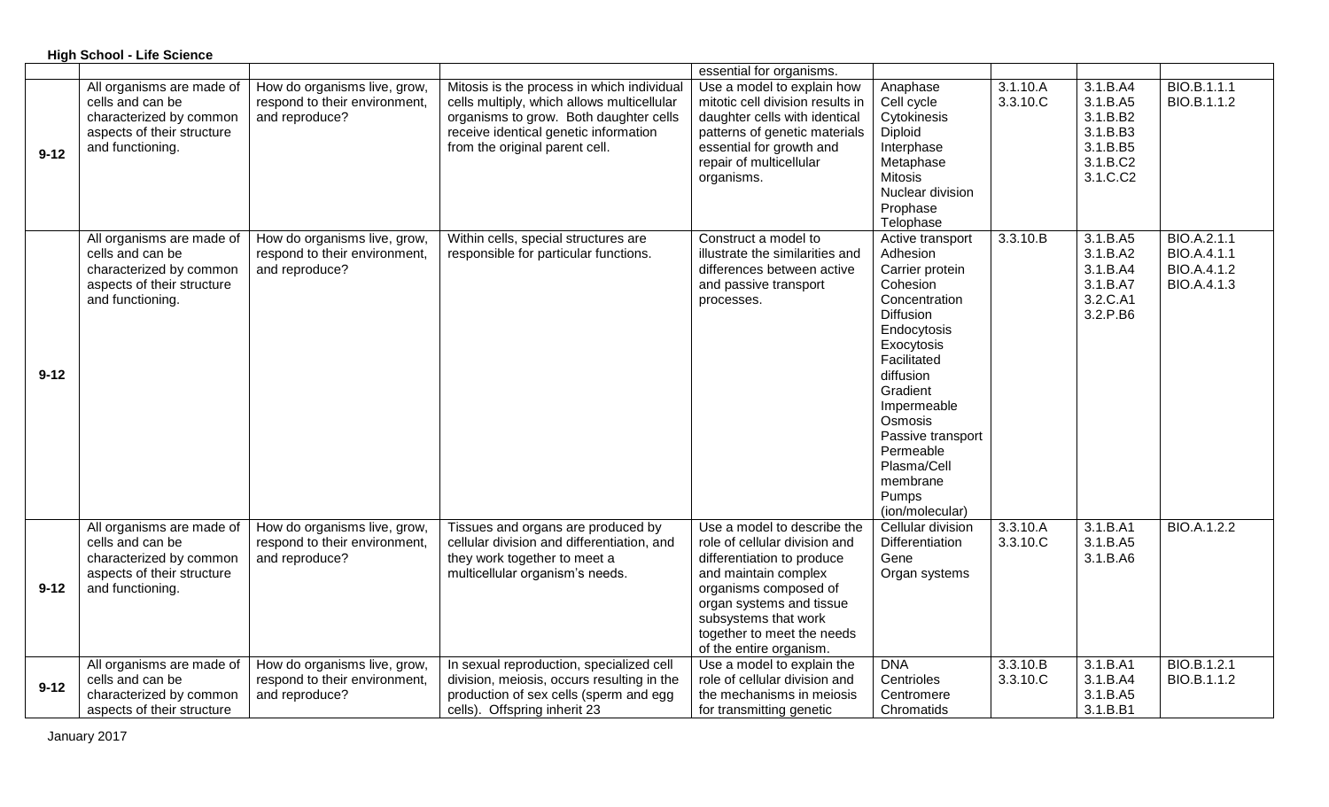**High School - Life Science**

| | | | | | | | | |
|---|---|---|---|---|---|---|---|---|
| | | | | essential for organisms. | | | | |
| 9-12 | All organisms are made of cells and can be characterized by common aspects of their structure and functioning. | How do organisms live, grow, respond to their environment, and reproduce? | Mitosis is the process in which individual cells multiply, which allows multicellular organisms to grow. Both daughter cells receive identical genetic information from the original parent cell. | Use a model to explain how mitotic cell division results in daughter cells with identical patterns of genetic materials essential for growth and repair of multicellular organisms. | Anaphase<br>Cell cycle<br>Cytokinesis<br>Diploid<br>Interphase<br>Metaphase<br>Mitosis<br>Nuclear division<br>Prophase<br>Telophase | 3.1.10.A<br>3.3.10.C | 3.1.B.A4<br>3.1.B.A5<br>3.1.B.B2<br>3.1.B.B3<br>3.1.B.B5<br>3.1.B.C2<br>3.1.C.C2 | BIO.B.1.1.1<br>BIO.B.1.1.2 |
| 9-12 | All organisms are made of cells and can be characterized by common aspects of their structure and functioning. | How do organisms live, grow, respond to their environment, and reproduce? | Within cells, special structures are responsible for particular functions. | Construct a model to illustrate the similarities and differences between active and passive transport processes. | Active transport<br>Adhesion<br>Carrier protein<br>Cohesion<br>Concentration<br>Diffusion<br>Endocytosis<br>Exocytosis<br>Facilitated diffusion<br>Gradient<br>Impermeable<br>Osmosis<br>Passive transport<br>Permeable<br>Plasma/Cell membrane<br>Pumps (ion/molecular) | 3.3.10.B | 3.1.B.A5<br>3.1.B.A2<br>3.1.B.A4<br>3.1.B.A7<br>3.2.C.A1<br>3.2.P.B6 | BIO.A.2.1.1<br>BIO.A.4.1.1<br>BIO.A.4.1.2<br>BIO.A.4.1.3 |
| 9-12 | All organisms are made of cells and can be characterized by common aspects of their structure and functioning. | How do organisms live, grow, respond to their environment, and reproduce? | Tissues and organs are produced by cellular division and differentiation, and they work together to meet a multicellular organism's needs. | Use a model to describe the role of cellular division and differentiation to produce and maintain complex organisms composed of organ systems and tissue subsystems that work together to meet the needs of the entire organism. | Cellular division<br>Differentiation<br>Gene<br>Organ systems | 3.3.10.A<br>3.3.10.C | 3.1.B.A1<br>3.1.B.A5<br>3.1.B.A6 | BIO.A.1.2.2 |
| 9-12 | All organisms are made of cells and can be characterized by common aspects of their structure | How do organisms live, grow, respond to their environment, and reproduce? | In sexual reproduction, specialized cell division, meiosis, occurs resulting in the production of sex cells (sperm and egg cells). Offspring inherit 23 | Use a model to explain the role of cellular division and the mechanisms in meiosis for transmitting genetic | DNA<br>Centrioles<br>Centromere<br>Chromatids | 3.3.10.B<br>3.3.10.C | 3.1.B.A1<br>3.1.B.A4<br>3.1.B.A5<br>3.1.B.B1 | BIO.B.1.2.1<br>BIO.B.1.1.2 |

January 2017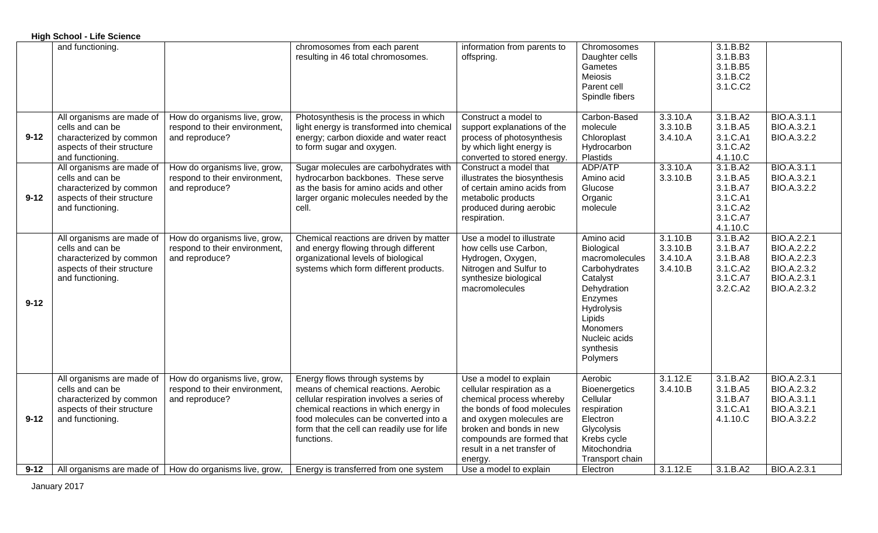**High School - Life Science**

| | | | | | | | | |
|---|---|---|---|---|---|---|---|---|
| | and functioning. | | chromosomes from each parent resulting in 46 total chromosomes. | information from parents to offspring. | Chromosomes<br>Daughter cells<br>Gametes<br>Meiosis<br>Parent cell<br>Spindle fibers | | 3.1.B.B2<br>3.1.B.B3<br>3.1.B.B5<br>3.1.B.C2<br>3.1.C.C2 | |
| 9-12 | All organisms are made of cells and can be characterized by common aspects of their structure and functioning. | How do organisms live, grow, respond to their environment, and reproduce? | Photosynthesis is the process in which light energy is transformed into chemical energy; carbon dioxide and water react to form sugar and oxygen. | Construct a model to support explanations of the process of photosynthesis by which light energy is converted to stored energy. | Carbon-Based molecule<br>Chloroplast<br>Hydrocarbon<br>Plastids | 3.3.10.A<br>3.3.10.B<br>3.4.10.A | 3.1.B.A2<br>3.1.B.A5<br>3.1.C.A1<br>3.1.C.A2<br>4.1.10.C | BIO.A.3.1.1<br>BIO.A.3.2.1<br>BIO.A.3.2.2 |
| 9-12 | All organisms are made of cells and can be characterized by common aspects of their structure and functioning. | How do organisms live, grow, respond to their environment, and reproduce? | Sugar molecules are carbohydrates with hydrocarbon backbones. These serve as the basis for amino acids and other larger organic molecules needed by the cell. | Construct a model that illustrates the biosynthesis of certain amino acids from metabolic products produced during aerobic respiration. | ADP/ATP<br>Amino acid<br>Glucose<br>Organic molecule | 3.3.10.A<br>3.3.10.B | 3.1.B.A2<br>3.1.B.A5<br>3.1.B.A7<br>3.1.C.A1<br>3.1.C.A2<br>3.1.C.A7<br>4.1.10.C | BIO.A.3.1.1<br>BIO.A.3.2.1<br>BIO.A.3.2.2 |
| 9-12 | All organisms are made of cells and can be characterized by common aspects of their structure and functioning. | How do organisms live, grow, respond to their environment, and reproduce? | Chemical reactions are driven by matter and energy flowing through different organizational levels of biological systems which form different products. | Use a model to illustrate how cells use Carbon, Hydrogen, Oxygen, Nitrogen and Sulfur to synthesize biological macromolecules | Amino acid<br>Biological macromolecules<br>Carbohydrates<br>Catalyst<br>Dehydration<br>Enzymes<br>Hydrolysis<br>Lipids<br>Monomers<br>Nucleic acids<br>synthesis<br>Polymers | 3.1.10.B<br>3.3.10.B<br>3.4.10.A<br>3.4.10.B | 3.1.B.A2<br>3.1.B.A7<br>3.1.B.A8<br>3.1.C.A2<br>3.1.C.A7<br>3.2.C.A2 | BIO.A.2.2.1<br>BIO.A.2.2.2<br>BIO.A.2.2.3<br>BIO.A.2.3.2<br>BIO.A.2.3.1<br>BIO.A.2.3.2 |
| 9-12 | All organisms are made of cells and can be characterized by common aspects of their structure and functioning. | How do organisms live, grow, respond to their environment, and reproduce? | Energy flows through systems by means of chemical reactions. Aerobic cellular respiration involves a series of chemical reactions in which energy in food molecules can be converted into a form that the cell can readily use for life functions. | Use a model to explain cellular respiration as a chemical process whereby the bonds of food molecules and oxygen molecules are broken and bonds in new compounds are formed that result in a net transfer of energy. | Aerobic<br>Bioenergetics<br>Cellular respiration<br>Electron<br>Glycolysis<br>Krebs cycle<br>Mitochondria<br>Transport chain | 3.1.12.E<br>3.4.10.B | 3.1.B.A2<br>3.1.B.A5<br>3.1.B.A7<br>3.1.C.A1<br>4.1.10.C | BIO.A.2.3.1<br>BIO.A.2.3.2<br>BIO.A.3.1.1<br>BIO.A.3.2.1<br>BIO.A.3.2.2 |
| 9-12 | All organisms are made of | How do organisms live, grow, | Energy is transferred from one system | Use a model to explain | Electron | 3.1.12.E | 3.1.B.A2 | BIO.A.2.3.1 |

January 2017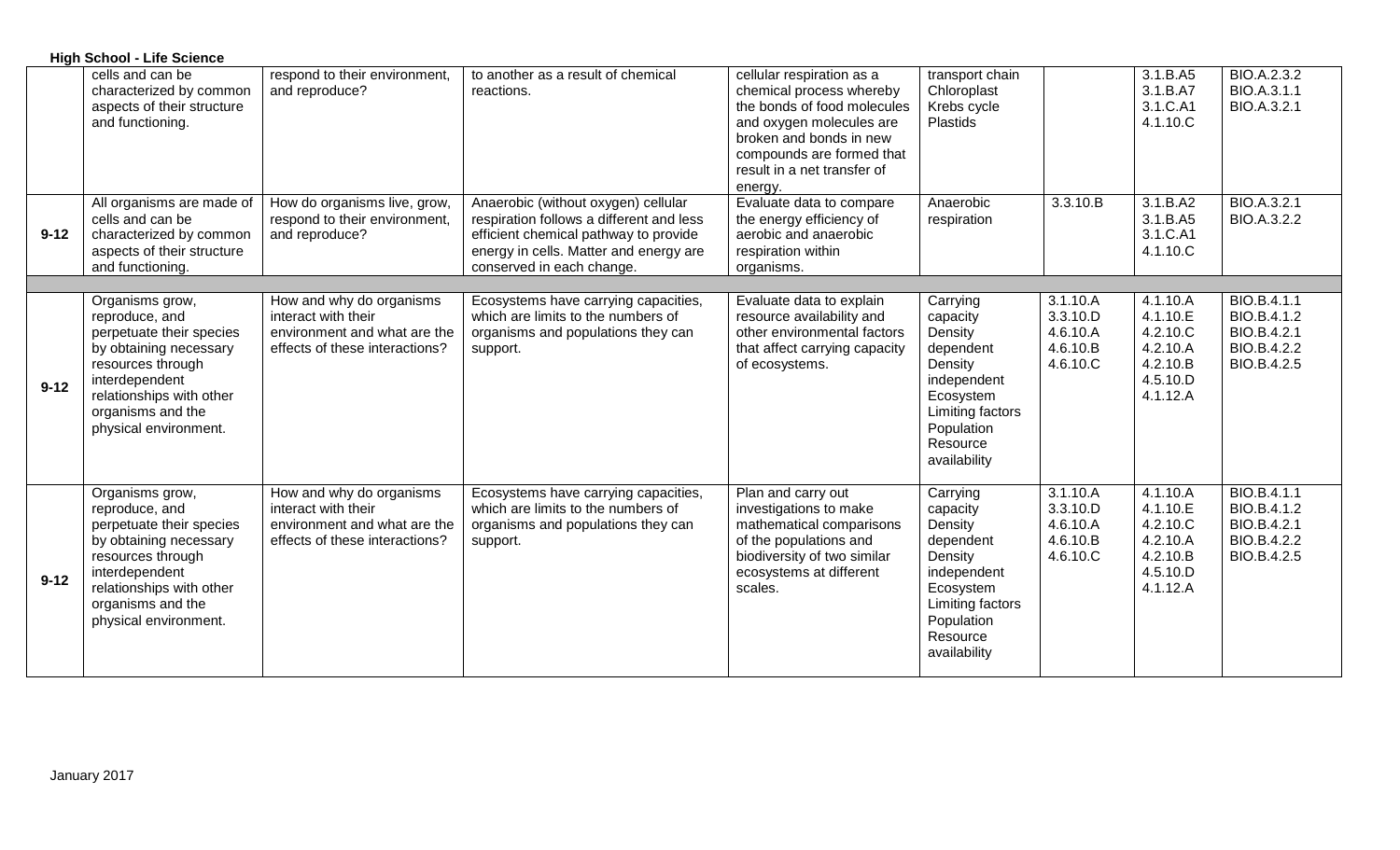**High School - Life Science**

| | | | | | | | | |
|---|---|---|---|---|---|---|---|---|
| | cells and can be characterized by common aspects of their structure and functioning. | respond to their environment, and reproduce? | to another as a result of chemical reactions. | cellular respiration as a chemical process whereby the bonds of food molecules and oxygen molecules are broken and bonds in new compounds are formed that result in a net transfer of energy. | transport chain<br>Chloroplast<br>Krebs cycle<br>Plastids | | 3.1.B.A5<br>3.1.B.A7<br>3.1.C.A1<br>4.1.10.C | BIO.A.2.3.2<br>BIO.A.3.1.1<br>BIO.A.3.2.1 |
| 9-12 | All organisms are made of cells and can be characterized by common aspects of their structure and functioning. | How do organisms live, grow, respond to their environment, and reproduce? | Anaerobic (without oxygen) cellular respiration follows a different and less efficient chemical pathway to provide energy in cells. Matter and energy are conserved in each change. | Evaluate data to compare the energy efficiency of aerobic and anaerobic respiration within organisms. | Anaerobic respiration | 3.3.10.B | 3.1.B.A2<br>3.1.B.A5<br>3.1.C.A1<br>4.1.10.C | BIO.A.3.2.1<br>BIO.A.3.2.2 |
| | | | | | | | | |
| 9-12 | Organisms grow, reproduce, and perpetuate their species by obtaining necessary resources through interdependent relationships with other organisms and the physical environment. | How and why do organisms interact with their environment and what are the effects of these interactions? | Ecosystems have carrying capacities, which are limits to the numbers of organisms and populations they can support. | Evaluate data to explain resource availability and other environmental factors that affect carrying capacity of ecosystems. | Carrying capacity<br>Density dependent<br>Density independent<br>Ecosystem<br>Limiting factors<br>Population<br>Resource availability | 3.1.10.A<br>3.3.10.D<br>4.6.10.A<br>4.6.10.B<br>4.6.10.C | 4.1.10.A<br>4.1.10.E<br>4.2.10.C<br>4.2.10.A<br>4.2.10.B<br>4.5.10.D<br>4.1.12.A | BIO.B.4.1.1<br>BIO.B.4.1.2<br>BIO.B.4.2.1<br>BIO.B.4.2.2<br>BIO.B.4.2.5 |
| 9-12 | Organisms grow, reproduce, and perpetuate their species by obtaining necessary resources through interdependent relationships with other organisms and the physical environment. | How and why do organisms interact with their environment and what are the effects of these interactions? | Ecosystems have carrying capacities, which are limits to the numbers of organisms and populations they can support. | Plan and carry out investigations to make mathematical comparisons of the populations and biodiversity of two similar ecosystems at different scales. | Carrying capacity<br>Density dependent<br>Density independent<br>Ecosystem<br>Limiting factors<br>Population<br>Resource availability | 3.1.10.A<br>3.3.10.D<br>4.6.10.A<br>4.6.10.B<br>4.6.10.C | 4.1.10.A<br>4.1.10.E<br>4.2.10.C<br>4.2.10.A<br>4.2.10.B<br>4.5.10.D<br>4.1.12.A | BIO.B.4.1.1<br>BIO.B.4.1.2<br>BIO.B.4.2.1<br>BIO.B.4.2.2<br>BIO.B.4.2.5 |

January 2017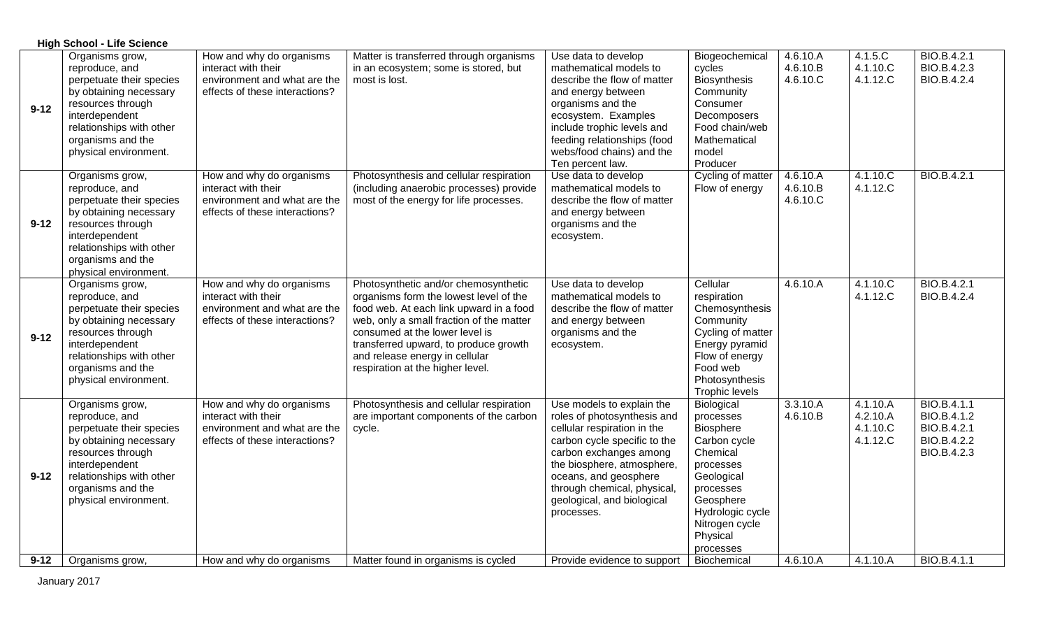**High School - Life Science**

| | | | | | | | | |
|---|---|---|---|---|---|---|---|---|
| **9-12** | Organisms grow, reproduce, and perpetuate their species by obtaining necessary resources through interdependent relationships with other organisms and the physical environment. | How and why do organisms interact with their environment and what are the effects of these interactions? | Matter is transferred through organisms in an ecosystem; some is stored, but most is lost. | Use data to develop mathematical models to describe the flow of matter and energy between organisms and the ecosystem. Examples include trophic levels and feeding relationships (food webs/food chains) and the Ten percent law. | Biogeochemical cycles<br>Biosynthesis<br>Community<br>Consumer<br>Decomposers<br>Food chain/web<br>Mathematical model<br>Producer | 4.6.10.A<br>4.6.10.B<br>4.6.10.C | 4.1.5.C<br>4.1.10.C<br>4.1.12.C | BIO.B.4.2.1<br>BIO.B.4.2.3<br>BIO.B.4.2.4 |
| **9-12** | Organisms grow, reproduce, and perpetuate their species by obtaining necessary resources through interdependent relationships with other organisms and the physical environment. | How and why do organisms interact with their environment and what are the effects of these interactions? | Photosynthesis and cellular respiration (including anaerobic processes) provide most of the energy for life processes. | Use data to develop mathematical models to describe the flow of matter and energy between organisms and the ecosystem. | Cycling of matter<br>Flow of energy | 4.6.10.A<br>4.6.10.B<br>4.6.10.C | 4.1.10.C<br>4.1.12.C | BIO.B.4.2.1 |
| **9-12** | Organisms grow, reproduce, and perpetuate their species by obtaining necessary resources through interdependent relationships with other organisms and the physical environment. | How and why do organisms interact with their environment and what are the effects of these interactions? | Photosynthetic and/or chemosynthetic organisms form the lowest level of the food web. At each link upward in a food web, only a small fraction of the matter consumed at the lower level is transferred upward, to produce growth and release energy in cellular respiration at the higher level. | Use data to develop mathematical models to describe the flow of matter and energy between organisms and the ecosystem. | Cellular respiration<br>Chemosynthesis<br>Community<br>Cycling of matter<br>Energy pyramid<br>Flow of energy<br>Food web<br>Photosynthesis<br>Trophic levels | 4.6.10.A | 4.1.10.C<br>4.1.12.C | BIO.B.4.2.1<br>BIO.B.4.2.4 |
| **9-12** | Organisms grow, reproduce, and perpetuate their species by obtaining necessary resources through interdependent relationships with other organisms and the physical environment. | How and why do organisms interact with their environment and what are the effects of these interactions? | Photosynthesis and cellular respiration are important components of the carbon cycle. | Use models to explain the roles of photosynthesis and cellular respiration in the carbon cycle specific to the carbon exchanges among the biosphere, atmosphere, oceans, and geosphere through chemical, physical, geological, and biological processes. | Biological processes<br>Biosphere<br>Carbon cycle<br>Chemical processes<br>Geological processes<br>Geosphere<br>Hydrologic cycle<br>Nitrogen cycle<br>Physical processes | 3.3.10.A<br>4.6.10.B | 4.1.10.A<br>4.2.10.A<br>4.1.10.C<br>4.1.12.C | BIO.B.4.1.1<br>BIO.B.4.1.2<br>BIO.B.4.2.1<br>BIO.B.4.2.2<br>BIO.B.4.2.3 |
| **9-12** | Organisms grow, | How and why do organisms | Matter found in organisms is cycled | Provide evidence to support | Biochemical | 4.6.10.A | 4.1.10.A | BIO.B.4.1.1 |

January 2017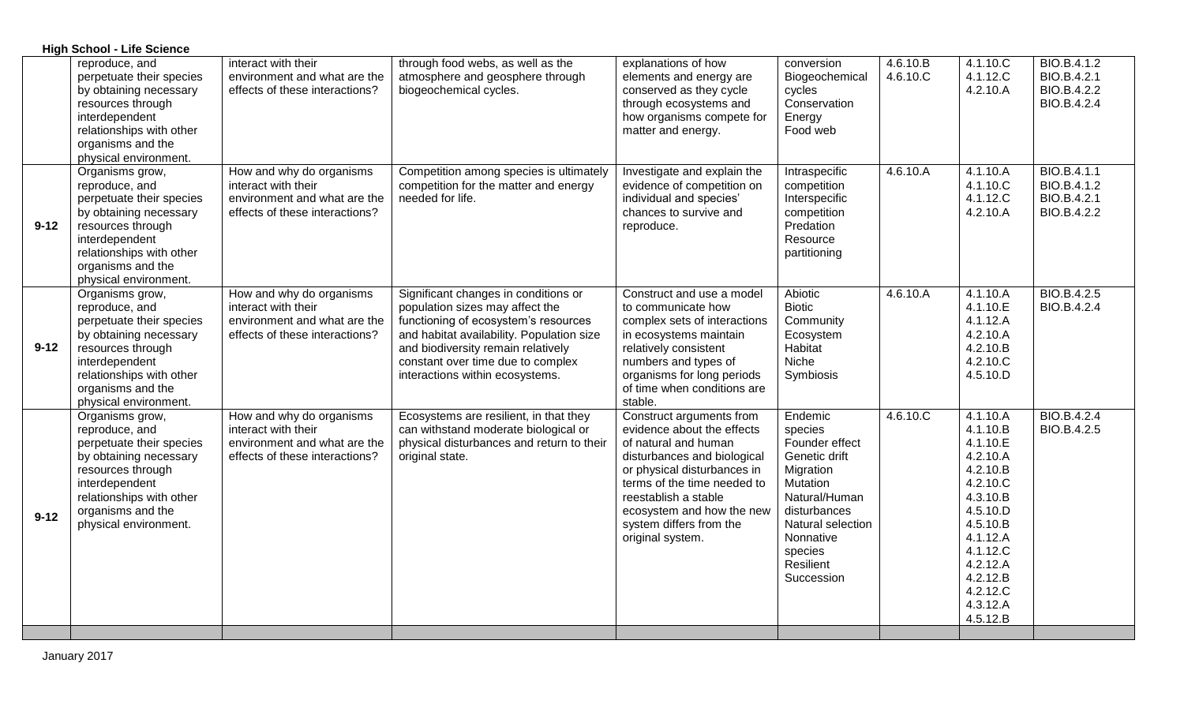**High School - Life Science**

| | | | | | | | | |
|---|---|---|---|---|---|---|---|---|
| | reproduce, and perpetuate their species by obtaining necessary resources through interdependent relationships with other organisms and the physical environment. | interact with their environment and what are the effects of these interactions? | through food webs, as well as the atmosphere and geosphere through biogeochemical cycles. | explanations of how elements and energy are conserved as they cycle through ecosystems and how organisms compete for matter and energy. | conversion<br>Biogeochemical cycles<br>Conservation<br>Energy<br>Food web | 4.6.10.B<br>4.6.10.C | 4.1.10.C<br>4.1.12.C<br>4.2.10.A | BIO.B.4.1.2<br>BIO.B.4.2.1<br>BIO.B.4.2.2<br>BIO.B.4.2.4 |
| 9-12 | Organisms grow, reproduce, and perpetuate their species by obtaining necessary resources through interdependent relationships with other organisms and the physical environment. | How and why do organisms interact with their environment and what are the effects of these interactions? | Competition among species is ultimately competition for the matter and energy needed for life. | Investigate and explain the evidence of competition on individual and species' chances to survive and reproduce. | Intraspecific competition<br>Interspecific competition<br>Predation<br>Resource partitioning | 4.6.10.A | 4.1.10.A<br>4.1.10.C<br>4.1.12.C<br>4.2.10.A | BIO.B.4.1.1<br>BIO.B.4.1.2<br>BIO.B.4.2.1<br>BIO.B.4.2.2 |
| 9-12 | Organisms grow, reproduce, and perpetuate their species by obtaining necessary resources through interdependent relationships with other organisms and the physical environment. | How and why do organisms interact with their environment and what are the effects of these interactions? | Significant changes in conditions or population sizes may affect the functioning of ecosystem's resources and habitat availability. Population size and biodiversity remain relatively constant over time due to complex interactions within ecosystems. | Construct and use a model to communicate how complex sets of interactions in ecosystems maintain relatively consistent numbers and types of organisms for long periods of time when conditions are stable. | Abiotic<br>Biotic<br>Community<br>Ecosystem<br>Habitat<br>Niche<br>Symbiosis | 4.6.10.A | 4.1.10.A<br>4.1.10.E<br>4.1.12.A<br>4.2.10.A<br>4.2.10.B<br>4.2.10.C<br>4.5.10.D | BIO.B.4.2.5<br>BIO.B.4.2.4 |
| 9-12 | Organisms grow, reproduce, and perpetuate their species by obtaining necessary resources through interdependent relationships with other organisms and the physical environment. | How and why do organisms interact with their environment and what are the effects of these interactions? | Ecosystems are resilient, in that they can withstand moderate biological or physical disturbances and return to their original state. | Construct arguments from evidence about the effects of natural and human disturbances and biological or physical disturbances in terms of the time needed to reestablish a stable ecosystem and how the new system differs from the original system. | Endemic species<br>Founder effect<br>Genetic drift<br>Migration<br>Mutation<br>Natural/Human disturbances<br>Natural selection<br>Nonnative species<br>Resilient<br>Succession | 4.6.10.C | 4.1.10.A<br>4.1.10.B<br>4.1.10.E<br>4.2.10.A<br>4.2.10.B<br>4.2.10.C<br>4.3.10.B<br>4.5.10.D<br>4.5.10.B<br>4.1.12.A<br>4.1.12.C<br>4.2.12.A<br>4.2.12.B<br>4.2.12.C<br>4.3.12.A<br>4.5.12.B | BIO.B.4.2.4<br>BIO.B.4.2.5 |
| | | | | | | | | |

January 2017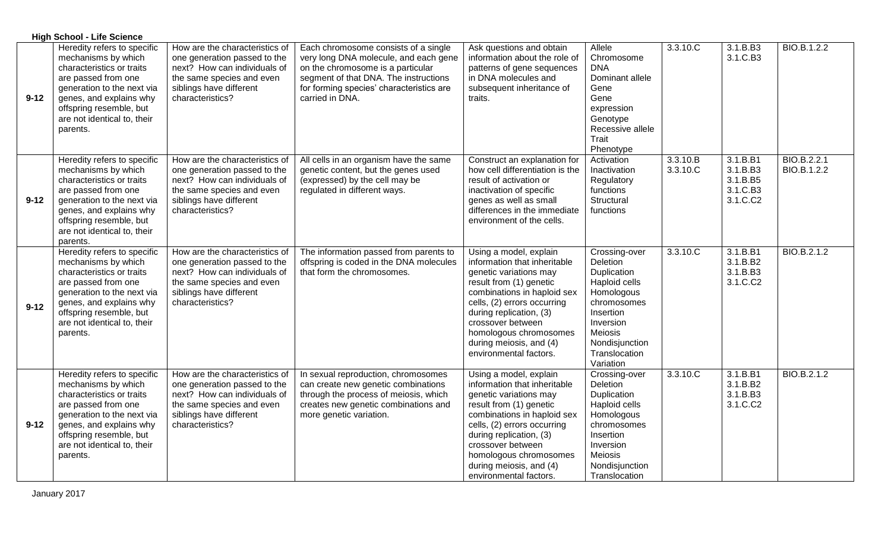**High School - Life Science**

| | | | | | | | | |
|---|---|---|---|---|---|---|---|---|
| 9-12 | Heredity refers to specific mechanisms by which characteristics or traits are passed from one generation to the next via genes, and explains why offspring resemble, but are not identical to, their parents. | How are the characteristics of one generation passed to the next? How can individuals of the same species and even siblings have different characteristics? | Each chromosome consists of a single very long DNA molecule, and each gene on the chromosome is a particular segment of that DNA. The instructions for forming species' characteristics are carried in DNA. | Ask questions and obtain information about the role of patterns of gene sequences in DNA molecules and subsequent inheritance of traits. | Allele<br>Chromosome<br>DNA<br>Dominant allele<br>Gene<br>Gene expression<br>Genotype<br>Recessive allele<br>Trait<br>Phenotype | 3.3.10.C | 3.1.B.B3<br>3.1.C.B3 | BIO.B.1.2.2 |
| 9-12 | Heredity refers to specific mechanisms by which characteristics or traits are passed from one generation to the next via genes, and explains why offspring resemble, but are not identical to, their parents. | How are the characteristics of one generation passed to the next? How can individuals of the same species and even siblings have different characteristics? | All cells in an organism have the same genetic content, but the genes used (expressed) by the cell may be regulated in different ways. | Construct an explanation for how cell differentiation is the result of activation or inactivation of specific genes as well as small differences in the immediate environment of the cells. | Activation<br>Inactivation<br>Regulatory functions<br>Structural functions | 3.3.10.B<br>3.3.10.C | 3.1.B.B1<br>3.1.B.B3<br>3.1.B.B5<br>3.1.C.B3<br>3.1.C.C2 | BIO.B.2.2.1<br>BIO.B.1.2.2 |
| 9-12 | Heredity refers to specific mechanisms by which characteristics or traits are passed from one generation to the next via genes, and explains why offspring resemble, but are not identical to, their parents. | How are the characteristics of one generation passed to the next? How can individuals of the same species and even siblings have different characteristics? | The information passed from parents to offspring is coded in the DNA molecules that form the chromosomes. | Using a model, explain information that inheritable genetic variations may result from (1) genetic combinations in haploid sex cells, (2) errors occurring during replication, (3) crossover between homologous chromosomes during meiosis, and (4) environmental factors. | Crossing-over<br>Deletion<br>Duplication<br>Haploid cells<br>Homologous chromosomes<br>Insertion<br>Inversion<br>Meiosis<br>Nondisjunction<br>Translocation<br>Variation | 3.3.10.C | 3.1.B.B1<br>3.1.B.B2<br>3.1.B.B3<br>3.1.C.C2 | BIO.B.2.1.2 |
| 9-12 | Heredity refers to specific mechanisms by which characteristics or traits are passed from one generation to the next via genes, and explains why offspring resemble, but are not identical to, their parents. | How are the characteristics of one generation passed to the next? How can individuals of the same species and even siblings have different characteristics? | In sexual reproduction, chromosomes can create new genetic combinations through the process of meiosis, which creates new genetic combinations and more genetic variation. | Using a model, explain information that inheritable genetic variations may result from (1) genetic combinations in haploid sex cells, (2) errors occurring during replication, (3) crossover between homologous chromosomes during meiosis, and (4) environmental factors. | Crossing-over<br>Deletion<br>Duplication<br>Haploid cells<br>Homologous chromosomes<br>Insertion<br>Inversion<br>Meiosis<br>Nondisjunction<br>Translocation | 3.3.10.C | 3.1.B.B1<br>3.1.B.B2<br>3.1.B.B3<br>3.1.C.C2 | BIO.B.2.1.2 |

January 2017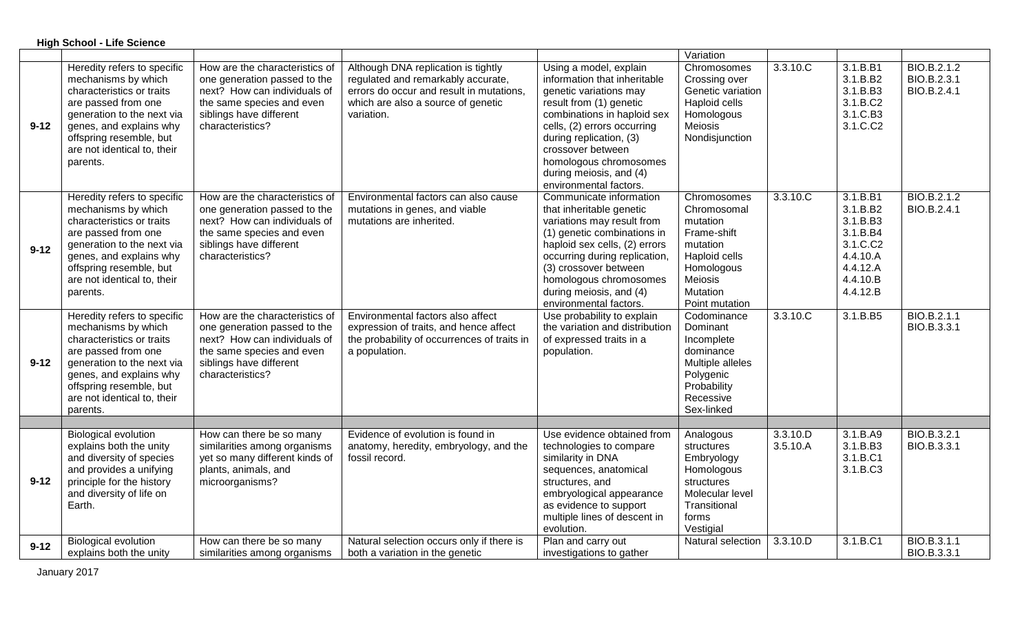**High School - Life Science**

| | | | | | Variation | | | |
|---|---|---|---|---|---|---|---|---|
| 9-12 | Heredity refers to specific mechanisms by which characteristics or traits are passed from one generation to the next via genes, and explains why offspring resemble, but are not identical to, their parents. | How are the characteristics of one generation passed to the next? How can individuals of the same species and even siblings have different characteristics? | Although DNA replication is tightly regulated and remarkably accurate, errors do occur and result in mutations, which are also a source of genetic variation. | Using a model, explain information that inheritable genetic variations may result from (1) genetic combinations in haploid sex cells, (2) errors occurring during replication, (3) crossover between homologous chromosomes during meiosis, and (4) environmental factors. | Chromosomes Crossing over Genetic variation Haploid cells Homologous Meiosis Nondisjunction | 3.3.10.C | 3.1.B.B1 3.1.B.B2 3.1.B.B3 3.1.B.C2 3.1.C.B3 3.1.C.C2 | BIO.B.2.1.2 BIO.B.2.3.1 BIO.B.2.4.1 |
| 9-12 | Heredity refers to specific mechanisms by which characteristics or traits are passed from one generation to the next via genes, and explains why offspring resemble, but are not identical to, their parents. | How are the characteristics of one generation passed to the next? How can individuals of the same species and even siblings have different characteristics? | Environmental factors can also cause mutations in genes, and viable mutations are inherited. | Communicate information that inheritable genetic variations may result from (1) genetic combinations in haploid sex cells, (2) errors occurring during replication, (3) crossover between homologous chromosomes during meiosis, and (4) environmental factors. | Chromosomes Chromosomal mutation Frame-shift mutation Haploid cells Homologous Meiosis Mutation Point mutation | 3.3.10.C | 3.1.B.B1 3.1.B.B2 3.1.B.B3 3.1.B.B4 3.1.C.C2 4.4.10.A 4.4.12.A 4.4.10.B 4.4.12.B | BIO.B.2.1.2 BIO.B.2.4.1 |
| 9-12 | Heredity refers to specific mechanisms by which characteristics or traits are passed from one generation to the next via genes, and explains why offspring resemble, but are not identical to, their parents. | How are the characteristics of one generation passed to the next? How can individuals of the same species and even siblings have different characteristics? | Environmental factors also affect expression of traits, and hence affect the probability of occurrences of traits in a population. | Use probability to explain the variation and distribution of expressed traits in a population. | Codominance Dominant Incomplete dominance Multiple alleles Polygenic Probability Recessive Sex-linked | 3.3.10.C | 3.1.B.B5 | BIO.B.2.1.1 BIO.B.3.3.1 |
| | | | | | | | | |
| 9-12 | Biological evolution explains both the unity and diversity of species and provides a unifying principle for the history and diversity of life on Earth. | How can there be so many similarities among organisms yet so many different kinds of plants, animals, and microorganisms? | Evidence of evolution is found in anatomy, heredity, embryology, and the fossil record. | Use evidence obtained from technologies to compare similarity in DNA sequences, anatomical structures, and embryological appearance as evidence to support multiple lines of descent in evolution. | Analogous structures Embryology Homologous structures Molecular level Transitional forms Vestigial | 3.3.10.D 3.5.10.A | 3.1.B.A9 3.1.B.B3 3.1.B.C1 3.1.B.C3 | BIO.B.3.2.1 BIO.B.3.3.1 |
| 9-12 | Biological evolution explains both the unity | How can there be so many similarities among organisms | Natural selection occurs only if there is both a variation in the genetic | Plan and carry out investigations to gather | Natural selection | 3.3.10.D | 3.1.B.C1 | BIO.B.3.1.1 BIO.B.3.3.1 |

January 2017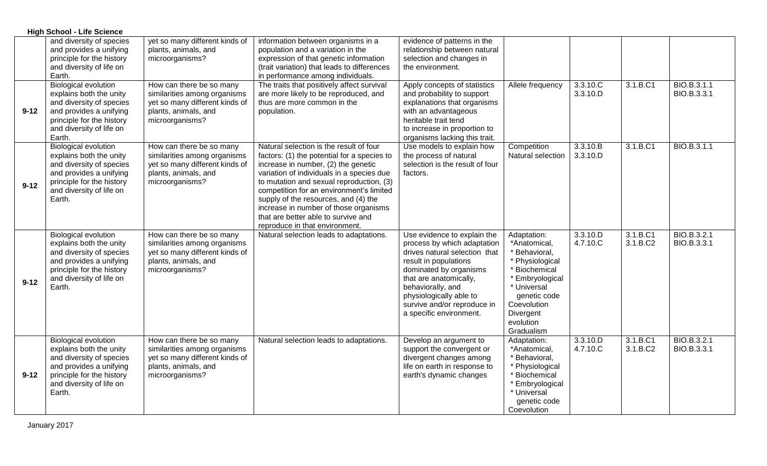**High School - Life Science**

| | | | | | | | | |
|---|---|---|---|---|---|---|---|---|
| | and diversity of species and provides a unifying principle for the history and diversity of life on Earth. | yet so many different kinds of plants, animals, and microorganisms? | information between organisms in a population and a variation in the expression of that genetic information (trait variation) that leads to differences in performance among individuals. | evidence of patterns in the relationship between natural selection and changes in the environment. | | | | |
| **9-12** | Biological evolution explains both the unity and diversity of species and provides a unifying principle for the history and diversity of life on Earth. | How can there be so many similarities among organisms yet so many different kinds of plants, animals, and microorganisms? | The traits that positively affect survival are more likely to be reproduced, and thus are more common in the population. | Apply concepts of statistics and probability to support explanations that organisms with an advantageous heritable trait tend to increase in proportion to organisms lacking this trait. | Allele frequency | 3.3.10.C<br>3.3.10.D | 3.1.B.C1 | BIO.B.3.1.1<br>BIO.B.3.3.1 |
| **9-12** | Biological evolution explains both the unity and diversity of species and provides a unifying principle for the history and diversity of life on Earth. | How can there be so many similarities among organisms yet so many different kinds of plants, animals, and microorganisms? | Natural selection is the result of four factors: (1) the potential for a species to increase in number, (2) the genetic variation of individuals in a species due to mutation and sexual reproduction, (3) competition for an environment's limited supply of the resources, and (4) the increase in number of those organisms that are better able to survive and reproduce in that environment. | Use models to explain how the process of natural selection is the result of four factors. | Competition<br>Natural selection | 3.3.10.B<br>3.3.10.D | 3.1.B.C1 | BIO.B.3.1.1 |
| **9-12** | Biological evolution explains both the unity and diversity of species and provides a unifying principle for the history and diversity of life on Earth. | How can there be so many similarities among organisms yet so many different kinds of plants, animals, and microorganisms? | Natural selection leads to adaptations. | Use evidence to explain the process by which adaptation drives natural selection that result in populations dominated by organisms that are anatomically, behaviorally, and physiologically able to survive and/or reproduce in a specific environment. | Adaptation:<br>*Anatomical,<br>* Behavioral,<br>* Physiological<br>* Biochemical<br>* Embryological<br>* Universal genetic code<br>Coevolution<br>Divergent evolution<br>Gradualism | 3.3.10.D<br>4.7.10.C | 3.1.B.C1<br>3.1.B.C2 | BIO.B.3.2.1<br>BIO.B.3.3.1 |
| **9-12** | Biological evolution explains both the unity and diversity of species and provides a unifying principle for the history and diversity of life on Earth. | How can there be so many similarities among organisms yet so many different kinds of plants, animals, and microorganisms? | Natural selection leads to adaptations. | Develop an argument to support the convergent or divergent changes among life on earth in response to earth's dynamic changes | Adaptation:<br>*Anatomical,<br>* Behavioral,<br>* Physiological<br>* Biochemical<br>* Embryological<br>* Universal genetic code<br>Coevolution | 3.3.10.D<br>4.7.10.C | 3.1.B.C1<br>3.1.B.C2 | BIO.B.3.2.1<br>BIO.B.3.3.1 |

January 2017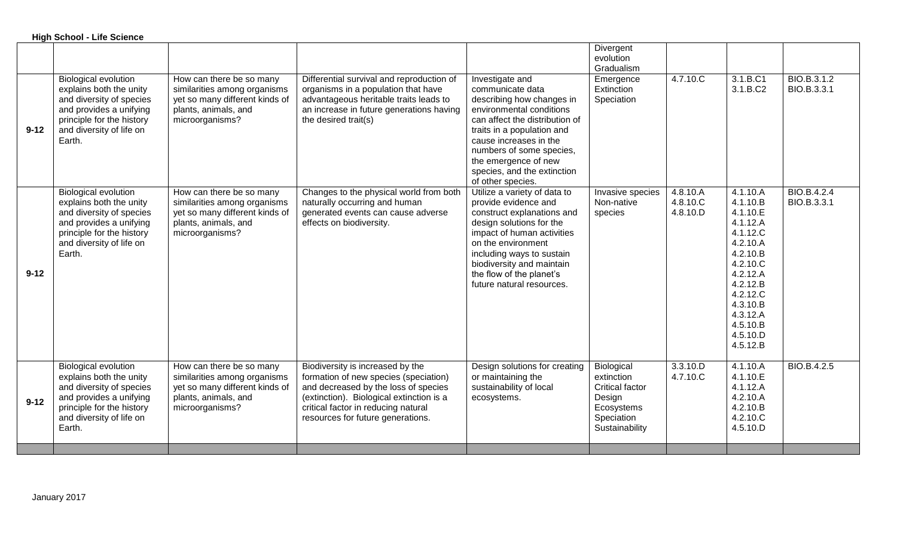**High School - Life Science**

| | | | | | | | | |
|---|---|---|---|---|---|---|---|---|
| | | | | | Divergent evolution Gradualism | | | |
| 9-12 | Biological evolution explains both the unity and diversity of species and provides a unifying principle for the history and diversity of life on Earth. | How can there be so many similarities among organisms yet so many different kinds of plants, animals, and microorganisms? | Differential survival and reproduction of organisms in a population that have advantageous heritable traits leads to an increase in future generations having the desired trait(s) | Investigate and communicate data describing how changes in environmental conditions can affect the distribution of traits in a population and cause increases in the numbers of some species, the emergence of new species, and the extinction of other species. | Emergence Extinction Speciation | 4.7.10.C | 3.1.B.C1 3.1.B.C2 | BIO.B.3.1.2 BIO.B.3.3.1 |
| 9-12 | Biological evolution explains both the unity and diversity of species and provides a unifying principle for the history and diversity of life on Earth. | How can there be so many similarities among organisms yet so many different kinds of plants, animals, and microorganisms? | Changes to the physical world from both naturally occurring and human generated events can cause adverse effects on biodiversity. | Utilize a variety of data to provide evidence and construct explanations and design solutions for the impact of human activities on the environment including ways to sustain biodiversity and maintain the flow of the planet's future natural resources. | Invasive species Non-native species | 4.8.10.A 4.8.10.C 4.8.10.D | 4.1.10.A 4.1.10.B 4.1.10.E 4.1.12.A 4.1.12.C 4.2.10.A 4.2.10.B 4.2.10.C 4.2.12.A 4.2.12.B 4.2.12.C 4.3.10.B 4.3.12.A 4.5.10.B 4.5.10.D 4.5.12.B | BIO.B.4.2.4 BIO.B.3.3.1 |
| 9-12 | Biological evolution explains both the unity and diversity of species and provides a unifying principle for the history and diversity of life on Earth. | How can there be so many similarities among organisms yet so many different kinds of plants, animals, and microorganisms? | Biodiversity is increased by the formation of new species (speciation) and decreased by the loss of species (extinction). Biological extinction is a critical factor in reducing natural resources for future generations. | Design solutions for creating or maintaining the sustainability of local ecosystems. | Biological extinction Critical factor Design Ecosystems Speciation Sustainability | 3.3.10.D 4.7.10.C | 4.1.10.A 4.1.10.E 4.1.12.A 4.2.10.A 4.2.10.B 4.2.10.C 4.5.10.D | BIO.B.4.2.5 |

January 2017